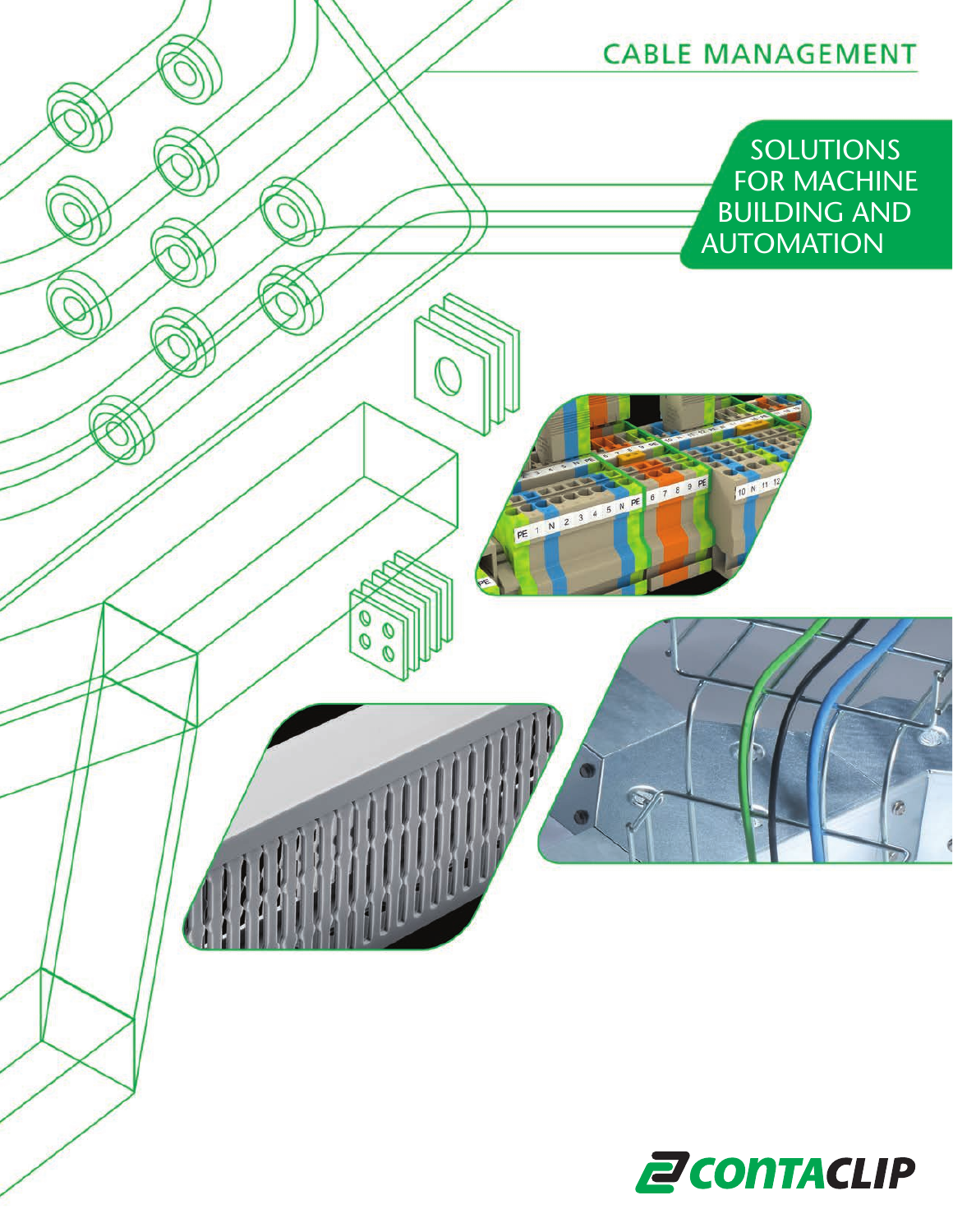# CABLE MANAGEMENT

## SOLUTIONS FOR MACHINE BUILDING AND AUTOMATION

CONTACLIP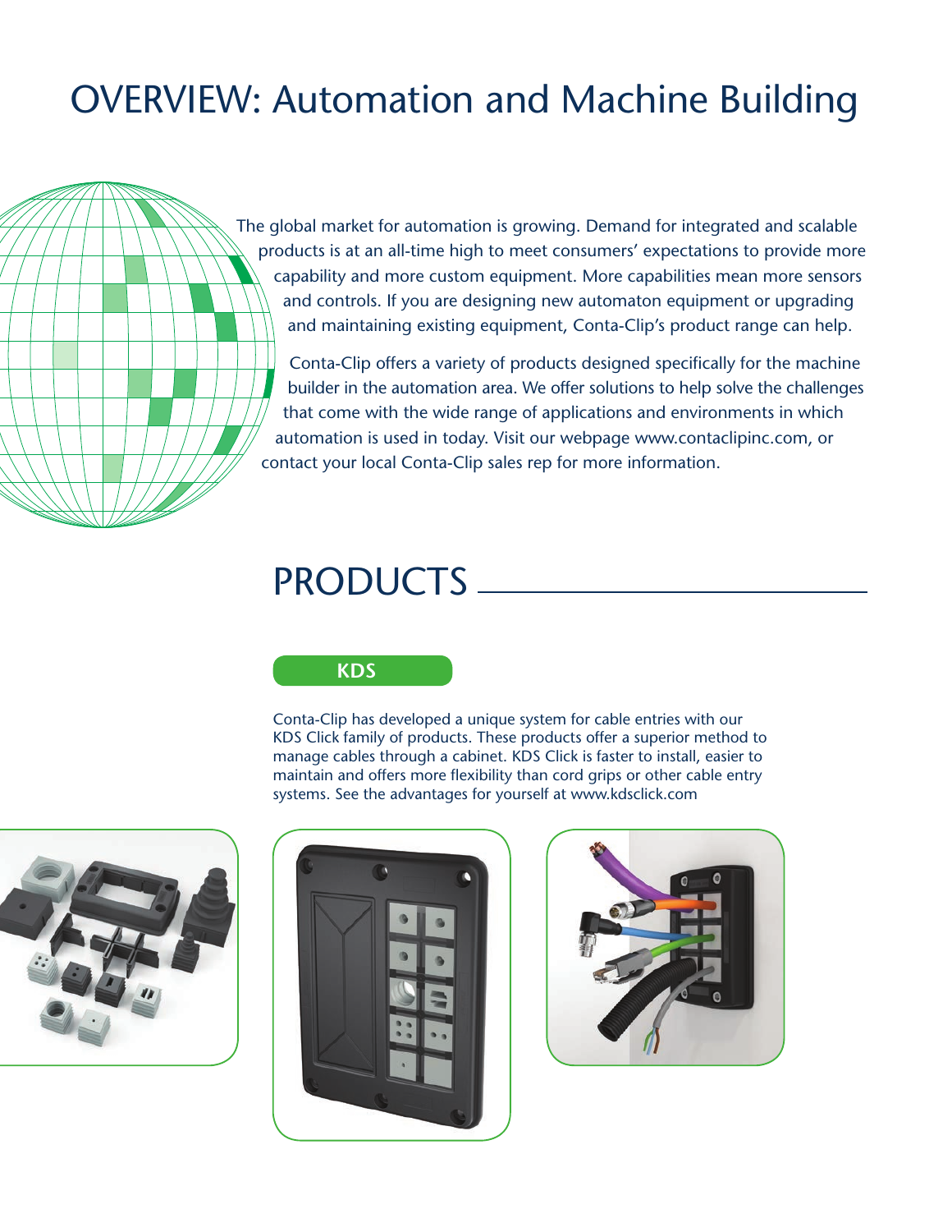# OVERVIEW: Automation and Machine Building

The global market for automation is growing. Demand for integrated and scalable products is at an all-time high to meet consumers' expectations to provide more capability and more custom equipment. More capabilities mean more sensors and controls. If you are designing new automaton equipment or upgrading and maintaining existing equipment, Conta-Clip's product range can help.

Conta-Clip offers a variety of products designed specifically for the machine builder in the automation area. We offer solutions to help solve the challenges that come with the wide range of applications and environments in which automation is used in today. Visit our webpage www.contaclipinc.com, or contact your local Conta-Clip sales rep for more information.

## PRODUCTS

### KDS

Conta-Clip has developed a unique system for cable entries with our KDS Click family of products. These products offer a superior method to manage cables through a cabinet. KDS Click is faster to install, easier to maintain and offers more flexibility than cord grips or other cable entry systems. See the advantages for yourself at www.kdsclick.com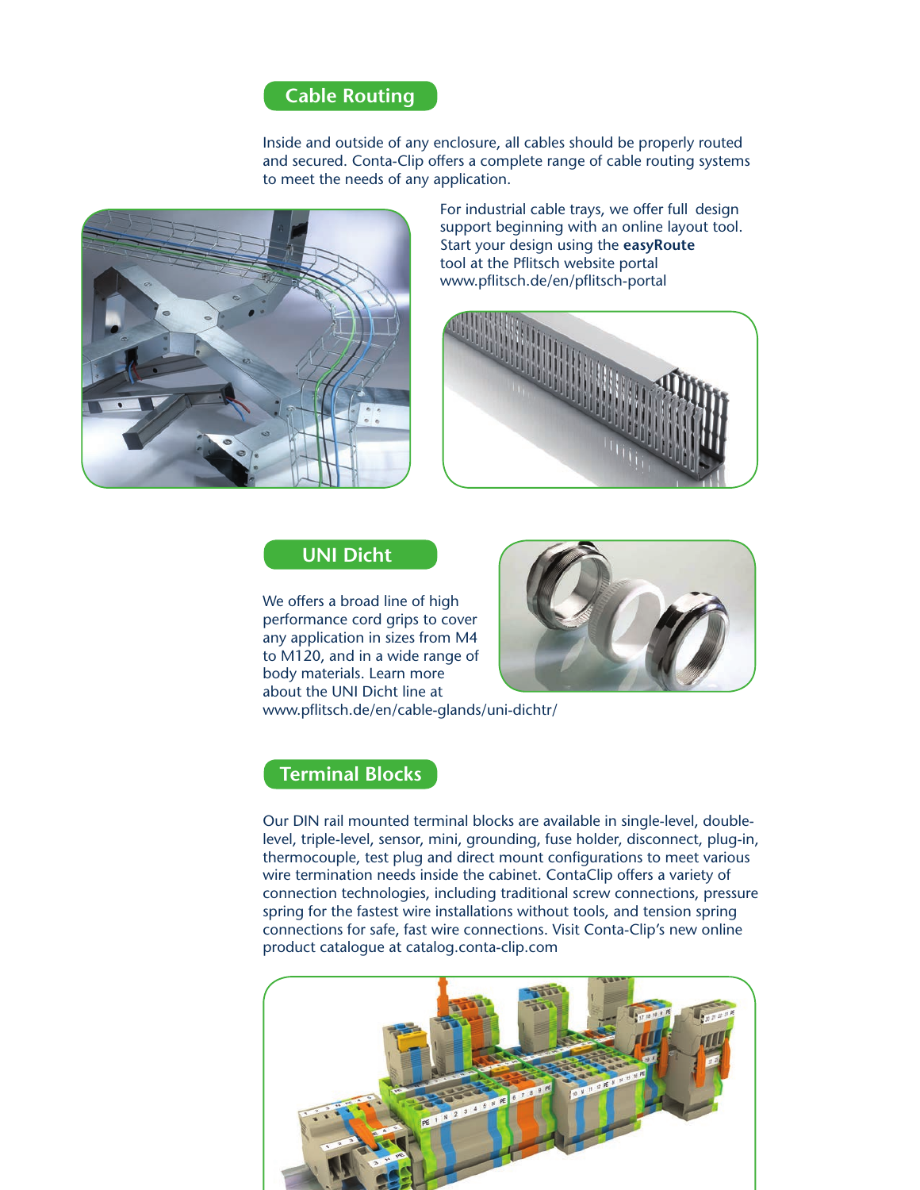## Cable Routing

Inside and outside of any enclosure, all cables should be properly routed and secured. Conta-Clip offers a complete range of cable routing systems to meet the needs of any application.

For industrial cable trays, we offer full design support beginning with an online layout tool. Start your design using the **easyRoute** tool at the Pflitsch website portal www.pflitsch.de/en/pflitsch-portal

## UNI Dicht

We offers a broad line of high performance cord grips to cover any application in sizes from M4 to M120, and in a wide range of body materials. Learn more about the UNI Dicht line at www.pflitsch.de/en/cable-glands/uni-dichtr/

## Terminal Blocks

Our DIN rail mounted terminal blocks are available in single-level, double-level, triple-level, sensor, mini, grounding, fuse holder, disconnect, plug-in, thermocouple, test plug and direct mount configurations to meet various wire termination needs inside the cabinet. ContaClip offers a variety of connection technologies, including traditional screw connections, pressure spring for the fastest wire installations without tools, and tension spring connections for safe, fast wire connections. Visit Conta-Clip's new online product catalogue at catalog.conta-clip.com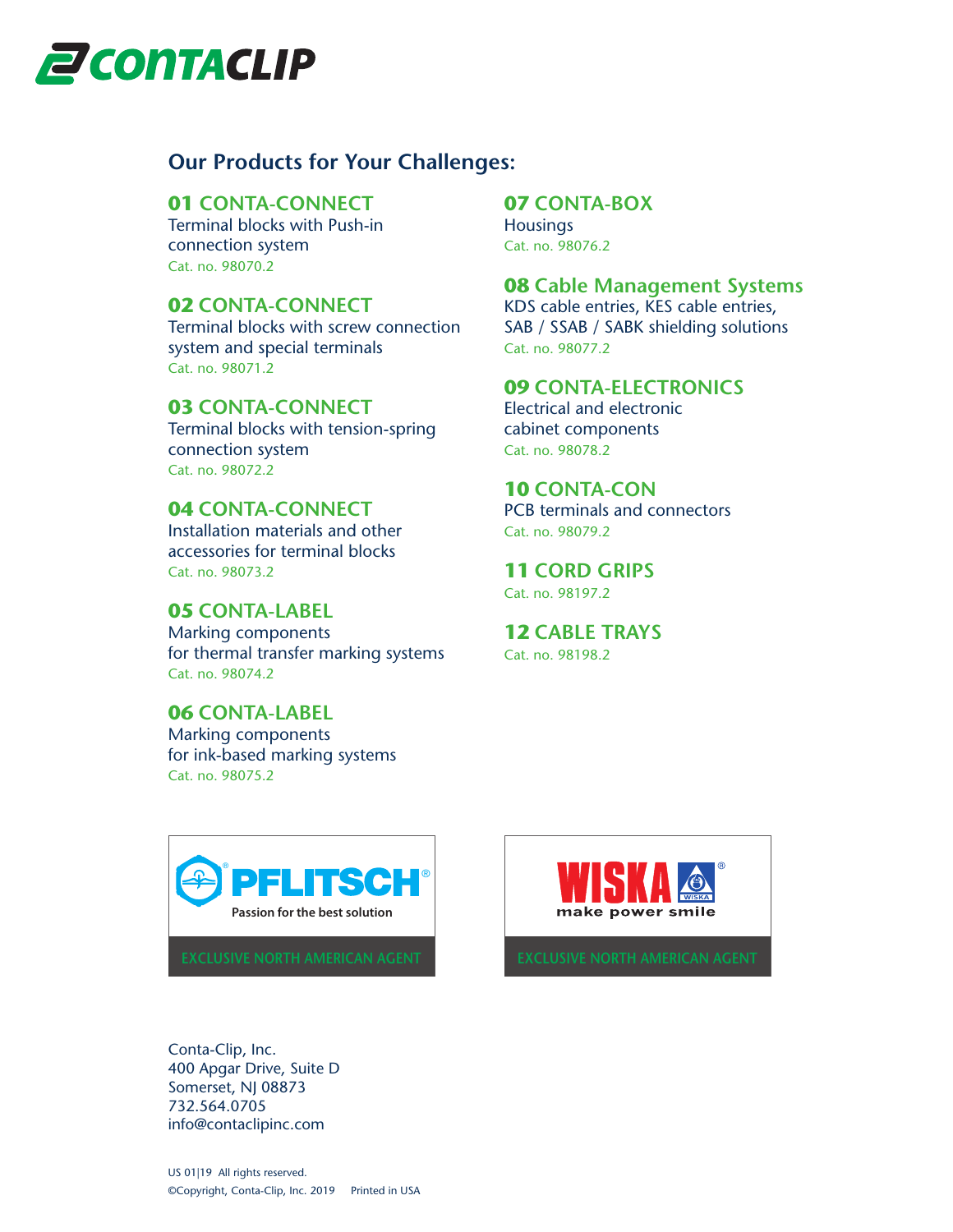CONTACLIP

## Our Products for Your Challenges:

### 01 CONTA-CONNECT
Terminal blocks with Push-in connection system
Cat. no. 98070.2

### 02 CONTA-CONNECT
Terminal blocks with screw connection system and special terminals
Cat. no. 98071.2

### 03 CONTA-CONNECT
Terminal blocks with tension-spring connection system
Cat. no. 98072.2

### 04 CONTA-CONNECT
Installation materials and other accessories for terminal blocks
Cat. no. 98073.2

### 05 CONTA-LABEL
Marking components for thermal transfer marking systems
Cat. no. 98074.2

### 06 CONTA-LABEL
Marking components for ink-based marking systems
Cat. no. 98075.2

### 07 CONTA-BOX
Housings
Cat. no. 98076.2

### 08 Cable Management Systems
KDS cable entries, KES cable entries, SAB / SSAB / SABK shielding solutions
Cat. no. 98077.2

### 09 CONTA-ELECTRONICS
Electrical and electronic cabinet components
Cat. no. 98078.2

### 10 CONTA-CON
PCB terminals and connectors
Cat. no. 98079.2

### 11 CORD GRIPS
Cat. no. 98197.2

### 12 CABLE TRAYS
Cat. no. 98198.2

PFLITSCH®
Passion for the best solution
EXCLUSIVE NORTH AMERICAN AGENT

WISKA®
make power smile
EXCLUSIVE NORTH AMERICAN AGENT

Conta-Clip, Inc.
400 Apgar Drive, Suite D
Somerset, NJ 08873
732.564.0705
info@contaclipinc.com

US 01|19 All rights reserved.
©Copyright, Conta-Clip, Inc. 2019 Printed in USA